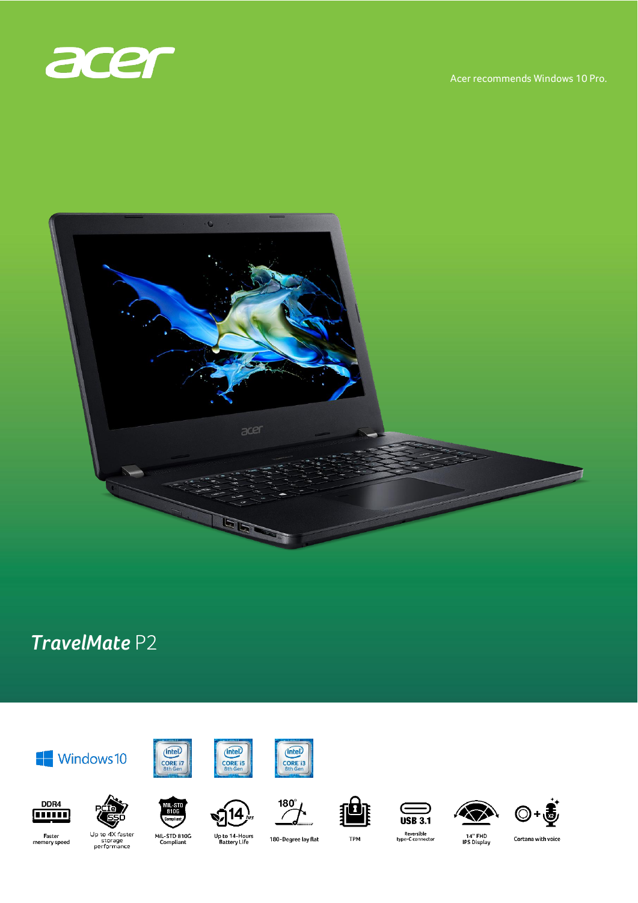acer

Acer recommends Windows 10 Pro.

# TravelMate P2

Windows 10

intel CORE i7 8th Gen

intel CORE i5 8th Gen

intel CORE i3 8th Gen

- DDR4 — Faster memory speed
- PCIe SSD — Up to 4X faster storage performance
- MIL-STD 810G Compliant
- 14 hrs — Up to 14-Hours Battery Life
- 180° — 180-Degree lay flat
- TPM
- USB 3.1 — Reversible type-C connector
- 14" FHD IPS Display
- Cortana with voice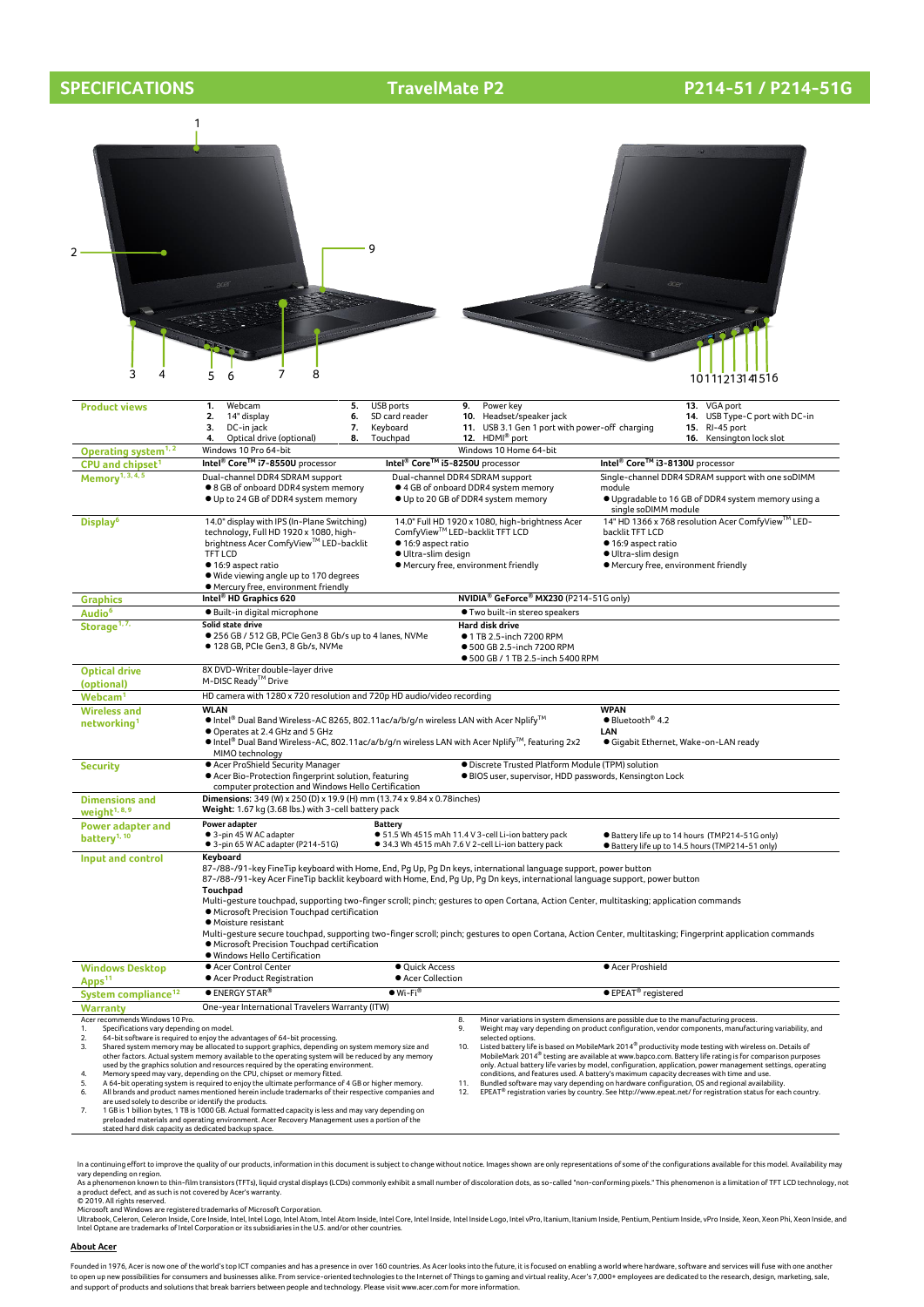# SPECIFICATIONS TravelMate P2 P214-51 / P214-51G

1 2 3 4 5 6 7 8 9 10 11 12 13 14 15 16

| | | | |
|---|---|---|---|
| **Product views** | 1. Webcam<br>2. 14" display<br>3. DC-in jack<br>4. Optical drive (optional)<br>5. USB ports<br>6. SD card reader<br>7. Keyboard<br>8. Touchpad | 9. Power key<br>10. Headset/speaker jack<br>11. USB 3.1 Gen 1 port with power-off charging<br>12. HDMI® port | 13. VGA port<br>14. USB Type-C port with DC-in<br>15. RJ-45 port<br>16. Kensington lock slot |
| **Operating system**[1, 2] | Windows 10 Pro 64-bit | Windows 10 Home 64-bit | |
| **CPU and chipset**[1] | Intel® Core™ i7-8550U processor | Intel® Core™ i5-8250U processor | Intel® Core™ i3-8130U processor |
| **Memory**[1, 3, 4, 5] | Dual-channel DDR4 SDRAM support<br>● 8 GB of onboard DDR4 system memory<br>● Up to 24 GB of DDR4 system memory | Dual-channel DDR4 SDRAM support<br>● 4 GB of onboard DDR4 system memory<br>● Up to 20 GB of DDR4 system memory | Single-channel DDR4 SDRAM support with one soDIMM module<br>● Upgradable to 16 GB of DDR4 system memory using a single soDIMM module |
| **Display**[6] | 14.0" display with IPS (In-Plane Switching) technology, Full HD 1920 x 1080, high-brightness Acer ComfyView™ LED-backlit TFT LCD<br>● 16:9 aspect ratio<br>● Wide viewing angle up to 170 degrees<br>● Mercury free, environment friendly | 14.0" Full HD 1920 x 1080, high-brightness Acer ComfyView™ LED-backlit TFT LCD<br>● 16:9 aspect ratio<br>● Ultra-slim design<br>● Mercury free, environment friendly | 14" HD 1366 x 768 resolution Acer ComfyView™ LED-backlit TFT LCD<br>● 16:9 aspect ratio<br>● Ultra-slim design<br>● Mercury free, environment friendly |
| **Graphics** | Intel® HD Graphics 620 | NVIDIA® GeForce® MX230 (P214-51G only) | |
| **Audio**[6] | ● Built-in digital microphone | ● Two built-in stereo speakers | |
| **Storage**[1, 7] | **Solid state drive**<br>● 256 GB / 512 GB, PCIe Gen3 8 Gb/s up to 4 lanes, NVMe<br>● 128 GB, PCIe Gen3, 8 Gb/s, NVMe | **Hard disk drive**<br>● 1 TB 2.5-inch 7200 RPM<br>● 500 GB 2.5-inch 7200 RPM<br>● 500 GB / 1 TB 2.5-inch 5400 RPM | |
| **Optical drive (optional)** | 8X DVD-Writer double-layer drive<br>M-DISC Ready™ Drive | | |
| **Webcam**[1] | HD camera with 1280 x 720 resolution and 720p HD audio/video recording | | |
| **Wireless and networking**[1] | **WLAN**<br>● Intel® Dual Band Wireless-AC 8265, 802.11ac/a/b/g/n wireless LAN with Acer Nplify™<br>● Operates at 2.4 GHz and 5 GHz<br>● Intel® Dual Band Wireless-AC, 802.11ac/a/b/g/n wireless LAN with Acer Nplify™, featuring 2x2 MIMO technology | | **WPAN**<br>● Bluetooth® 4.2<br>**LAN**<br>● Gigabit Ethernet, Wake-on-LAN ready |
| **Security** | ● Acer ProShield Security Manager<br>● Acer Bio-Protection fingerprint solution, featuring computer protection and Windows Hello Certification | ● Discrete Trusted Platform Module (TPM) solution<br>● BIOS user, supervisor, HDD passwords, Kensington Lock | |
| **Dimensions and weight**[1, 8, 9] | **Dimensions:** 349 (W) x 250 (D) x 19.9 (H) mm (13.74 x 9.84 x 0.78inches)<br>**Weight:** 1.67 kg (3.68 lbs.) with 3-cell battery pack | | |
| **Power adapter and battery**[1, 10] | **Power adapter**<br>● 3-pin 45 W AC adapter<br>● 3-pin 65 W AC adapter (P214-51G) | **Battery**<br>● 51.5 Wh 4515 mAh 11.4 V 3-cell Li-ion battery pack<br>● 34.3 Wh 4515 mAh 7.6 V 2-cell Li-ion battery pack | ● Battery life up to 14 hours (TMP214-51G only)<br>● Battery life up to 14.5 hours (TMP214-51 only) |
| **Input and control** | **Keyboard**<br>87-/88-/91-key FineTip keyboard with Home, End, Pg Up, Pg Dn keys, international language support, power button<br>87-/88-/91-key Acer FineTip backlit keyboard with Home, End, Pg Up, Pg Dn keys, international language support, power button<br>**Touchpad**<br>Multi-gesture touchpad, supporting two-finger scroll; pinch; gestures to open Cortana, Action Center, multitasking; application commands<br>● Microsoft Precision Touchpad certification<br>● Moisture resistant<br>Multi-gesture secure touchpad, supporting two-finger scroll; pinch; gestures to open Cortana, Action Center, multitasking; Fingerprint application commands<br>● Microsoft Precision Touchpad certification<br>● Windows Hello Certification | | |
| **Windows Desktop Apps**[11] | ● Acer Control Center<br>● Acer Product Registration | ● Quick Access<br>● Acer Collection | ● Acer Proshield |
| **System compliance**[12] | ● ENERGY STAR® | ● Wi-Fi® | ● EPEAT® registered |
| **Warranty** | One-year International Travelers Warranty (ITW) | | |

Acer recommends Windows 10 Pro.

1. Specifications vary depending on model.
2. 64-bit software is required to enjoy the advantages of 64-bit processing.
3. Shared system memory may be allocated to support graphics, depending on system memory size and other factors. Actual system memory available to the operating system will be reduced by any memory used by the graphics solution and resources required by the graphics solution and resources required by the graphics solution and resources required by the graphics solution.
4. Memory speed may vary, depending on the CPU, chipset or memory fitted.
5. A 64-bit operating system is required to enjoy the ultimate performance of 4 GB or higher memory.
6. All brands and product names mentioned herein include trademarks of their respective companies and are used solely to describe or identify the products.
7. 1 GB is 1 billion bytes, 1 TB is 1000 GB. Actual formatted capacity is less and may vary depending on preloaded materials and operating environment. Acer Recovery Management uses a portion of the stated hard disk capacity as dedicated backup space.
8. Minor variations in system dimensions are possible due to the manufacturing process.
9. Weight may vary depending on product configuration, vendor components, manufacturing variability, and selected options.
10. Listed battery life is based on MobileMark 2014® productivity mode testing with wireless on. Details of MobileMark 2014® testing are available at www.bapco.com. Battery life rating is for comparison purposes only. Actual battery life varies by model, configuration, application, power management settings, operating conditions, and features used. A battery's maximum capacity decreases with time and use.
11. Bundled software may vary depending on hardware configuration, OS and regional availability.
12. EPEAT® registration varies by country. See http://www.epeat.net/ for registration status for each country.

In a continuing effort to improve the quality of our products, information in this document is subject to change without notice. Images shown are only representations of some of the configurations available for this model. Availability may vary depending on region.
As a phenomenon known to thin-film transistors (TFTs), liquid crystal displays (LCDs) commonly exhibit a small number of discoloration dots, as so-called "non-conforming pixels." This phenomenon is a limitation of TFT LCD technology, not a product defect, and as such is not covered by Acer's warranty.
© 2019. All rights reserved.
Microsoft and Windows are registered trademarks of Microsoft Corporation.
Ultrabook, Celeron, Celeron Inside, Core Inside, Intel, Intel Logo, Intel Atom, Intel Atom Inside, Intel Core, Intel Inside, Intel Inside Logo, Intel vPro, Itanium, Itanium Inside, Pentium, Pentium Inside, vPro Inside, Xeon, Xeon Phi, Xeon Inside, and Intel Optane are trademarks of Intel Corporation or its subsidiaries in the U.S. and/or other countries.

## About Acer

Founded in 1976, Acer is now one of the world's top ICT companies and has a presence in over 160 countries. As Acer looks into the future, it is focused on enabling a world where hardware, software and services will fuse with one another to open up new possibilities for consumers and businesses alike. From service-oriented technologies to the Internet of Things to gaming and virtual reality, Acer's 7,000+ employees are dedicated to the research, design, marketing, sale, and support of products and solutions that break barriers between people and technology. Please visit www.acer.com for more information.